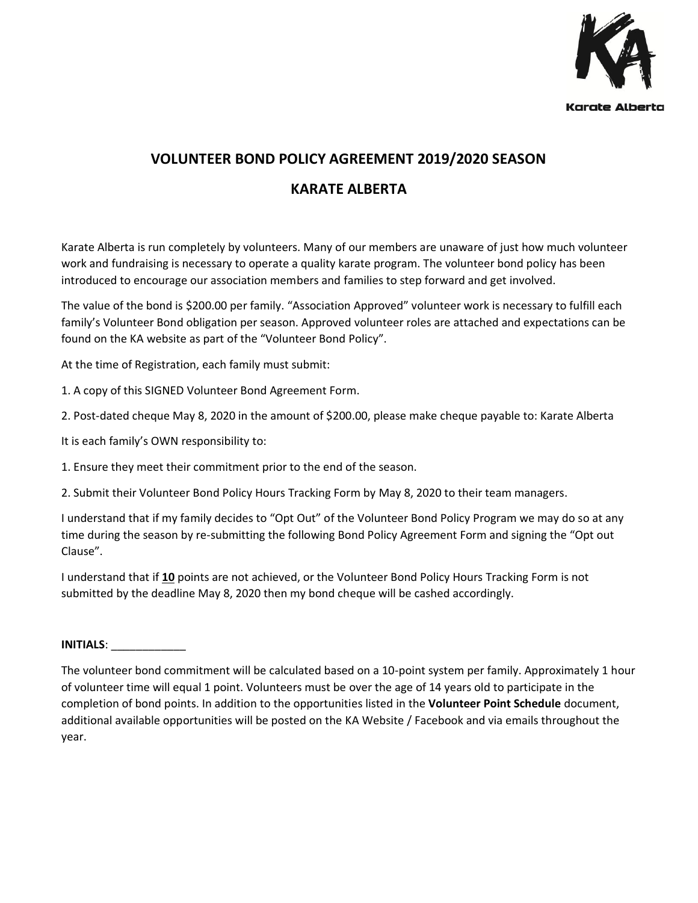Karate Alberta

# VOLUNTEER BOND POLICY AGREEMENT 2019/2020 SEASON

# KARATE ALBERTA

Karate Alberta is run completely by volunteers. Many of our members are unaware of just how much volunteer work and fundraising is necessary to operate a quality karate program. The volunteer bond policy has been introduced to encourage our association members and families to step forward and get involved.

The value of the bond is $200.00 per family. "Association Approved" volunteer work is necessary to fulfill each family's Volunteer Bond obligation per season. Approved volunteer roles are attached and expectations can be found on the KA website as part of the "Volunteer Bond Policy".

At the time of Registration, each family must submit:

1. A copy of this SIGNED Volunteer Bond Agreement Form.
2. Post-dated cheque May 8, 2020 in the amount of $200.00, please make cheque payable to: Karate Alberta

It is each family's OWN responsibility to:

1. Ensure they meet their commitment prior to the end of the season.
2. Submit their Volunteer Bond Policy Hours Tracking Form by May 8, 2020 to their team managers.

I understand that if my family decides to "Opt Out" of the Volunteer Bond Policy Program we may do so at any time during the season by re-submitting the following Bond Policy Agreement Form and signing the "Opt out Clause".

I understand that if **10** points are not achieved, or the Volunteer Bond Policy Hours Tracking Form is not submitted by the deadline May 8, 2020 then my bond cheque will be cashed accordingly.

**INITIALS**: ____________

The volunteer bond commitment will be calculated based on a 10-point system per family. Approximately 1 hour of volunteer time will equal 1 point. Volunteers must be over the age of 14 years old to participate in the completion of bond points. In addition to the opportunities listed in the **Volunteer Point Schedule** document, additional available opportunities will be posted on the KA Website / Facebook and via emails throughout the year.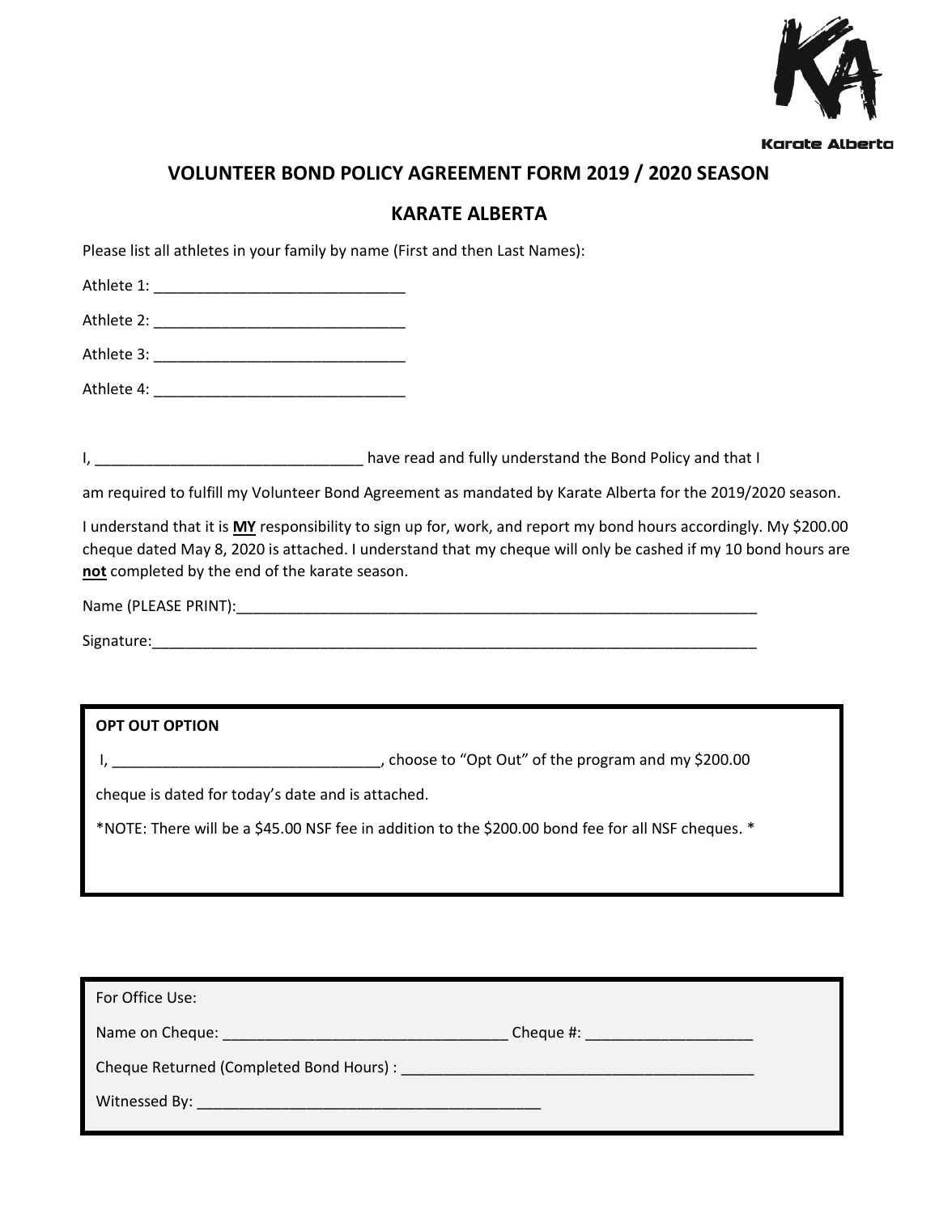Karate Alberta

## VOLUNTEER BOND POLICY AGREEMENT FORM 2019 / 2020 SEASON

## KARATE ALBERTA

Please list all athletes in your family by name (First and then Last Names):

Athlete 1: ______________________________

Athlete 2: ______________________________

Athlete 3: ______________________________

Athlete 4: ______________________________

I, ________________________________ have read and fully understand the Bond Policy and that I

am required to fulfill my Volunteer Bond Agreement as mandated by Karate Alberta for the 2019/2020 season.

I understand that it is **MY** responsibility to sign up for, work, and report my bond hours accordingly. My $200.00 cheque dated May 8, 2020 is attached. I understand that my cheque will only be cashed if my 10 bond hours are **not** completed by the end of the karate season.

Name (PLEASE PRINT):__________________________________________________________________

Signature:____________________________________________________________________________

**OPT OUT OPTION**

I, ________________________________, choose to "Opt Out" of the program and my $200.00

cheque is dated for today's date and is attached.

*NOTE: There will be a $45.00 NSF fee in addition to the $200.00 bond fee for all NSF cheques. *

For Office Use:

Name on Cheque: __________________________________ Cheque #: ____________________

Cheque Returned (Completed Bond Hours) : __________________________________________

Witnessed By: _________________________________________